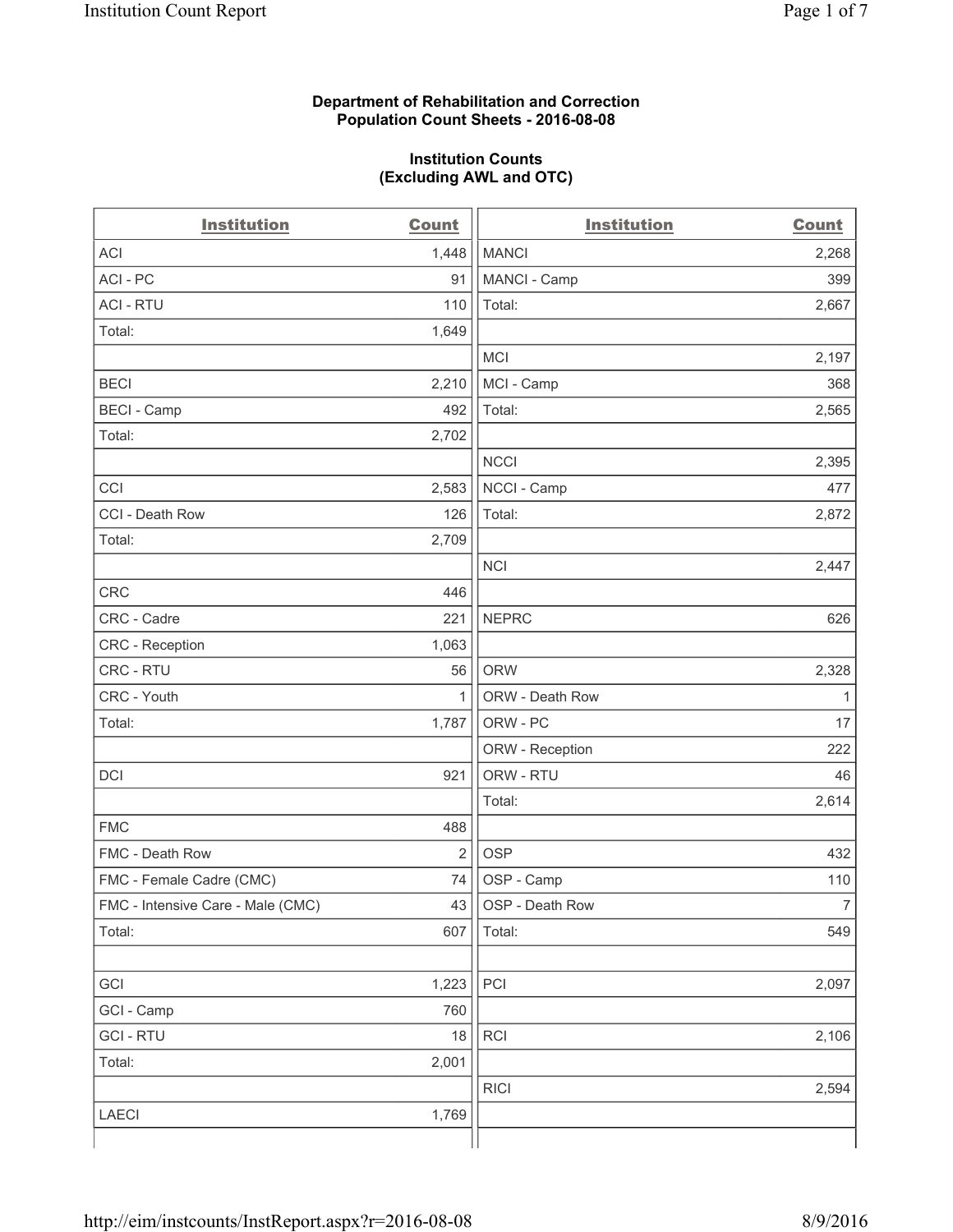**Department of Rehabilitation and Correction**
**Population Count Sheets - 2016-08-08**

**Institution Counts**
**(Excluding AWL and OTC)**

| Institution | Count |
|---|---|
| ACI | 1,448 |
| ACI - PC | 91 |
| ACI - RTU | 110 |
| Total: | 1,649 |
| | |
| BECI | 2,210 |
| BECI - Camp | 492 |
| Total: | 2,702 |
| | |
| CCI | 2,583 |
| CCI - Death Row | 126 |
| Total: | 2,709 |
| | |
| CRC | 446 |
| CRC - Cadre | 221 |
| CRC - Reception | 1,063 |
| CRC - RTU | 56 |
| CRC - Youth | 1 |
| Total: | 1,787 |
| | |
| DCI | 921 |
| | |
| FMC | 488 |
| FMC - Death Row | 2 |
| FMC - Female Cadre (CMC) | 74 |
| FMC - Intensive Care - Male (CMC) | 43 |
| Total: | 607 |
| | |
| GCI | 1,223 |
| GCI - Camp | 760 |
| GCI - RTU | 18 |
| Total: | 2,001 |
| | |
| LAECI | 1,769 |

| Institution | Count |
|---|---|
| MANCI | 2,268 |
| MANCI - Camp | 399 |
| Total: | 2,667 |
| | |
| MCI | 2,197 |
| MCI - Camp | 368 |
| Total: | 2,565 |
| | |
| NCCI | 2,395 |
| NCCI - Camp | 477 |
| Total: | 2,872 |
| | |
| NCI | 2,447 |
| | |
| NEPRC | 626 |
| | |
| ORW | 2,328 |
| ORW - Death Row | 1 |
| ORW - PC | 17 |
| ORW - Reception | 222 |
| ORW - RTU | 46 |
| Total: | 2,614 |
| | |
| OSP | 432 |
| OSP - Camp | 110 |
| OSP - Death Row | 7 |
| Total: | 549 |
| | |
| PCI | 2,097 |
| | |
| RCI | 2,106 |
| | |
| RICI | 2,594 |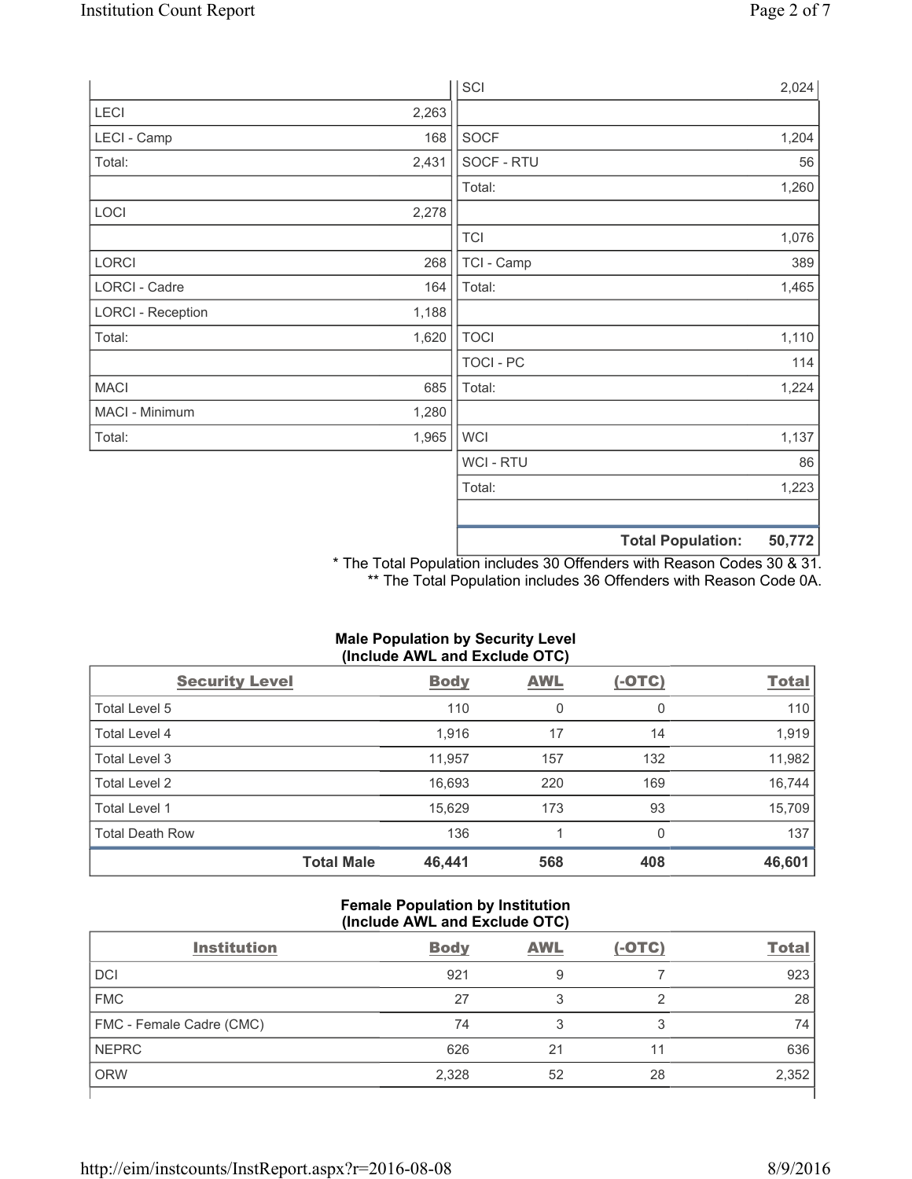| | |
|---|---|
| LECI | 2,263 |
| LECI - Camp | 168 |
| Total: | 2,431 |
| | |
| LOCI | 2,278 |
| | |
| LORCI | 268 |
| LORCI - Cadre | 164 |
| LORCI - Reception | 1,188 |
| Total: | 1,620 |
| | |
| MACI | 685 |
| MACI - Minimum | 1,280 |
| Total: | 1,965 |

| | |
|---|---|
| SCI | 2,024 |
| | |
| SOCF | 1,204 |
| SOCF - RTU | 56 |
| Total: | 1,260 |
| | |
| TCI | 1,076 |
| TCI - Camp | 389 |
| Total: | 1,465 |
| | |
| TOCI | 1,110 |
| TOCI - PC | 114 |
| Total: | 1,224 |
| | |
| WCI | 1,137 |
| WCI - RTU | 86 |
| Total: | 1,223 |
| | |
| **Total Population:** | **50,772** |

* The Total Population includes 30 Offenders with Reason Codes 30 & 31.
** The Total Population includes 36 Offenders with Reason Code 0A.

**Male Population by Security Level (Include AWL and Exclude OTC)**

| Security Level | Body | AWL | (-OTC) | Total |
|---|---|---|---|---|
| Total Level 5 | 110 | 0 | 0 | 110 |
| Total Level 4 | 1,916 | 17 | 14 | 1,919 |
| Total Level 3 | 11,957 | 157 | 132 | 11,982 |
| Total Level 2 | 16,693 | 220 | 169 | 16,744 |
| Total Level 1 | 15,629 | 173 | 93 | 15,709 |
| Total Death Row | 136 | 1 | 0 | 137 |
| **Total Male** | **46,441** | **568** | **408** | **46,601** |

**Female Population by Institution (Include AWL and Exclude OTC)**

| Institution | Body | AWL | (-OTC) | Total |
|---|---|---|---|---|
| DCI | 921 | 9 | 7 | 923 |
| FMC | 27 | 3 | 2 | 28 |
| FMC - Female Cadre (CMC) | 74 | 3 | 3 | 74 |
| NEPRC | 626 | 21 | 11 | 636 |
| ORW | 2,328 | 52 | 28 | 2,352 |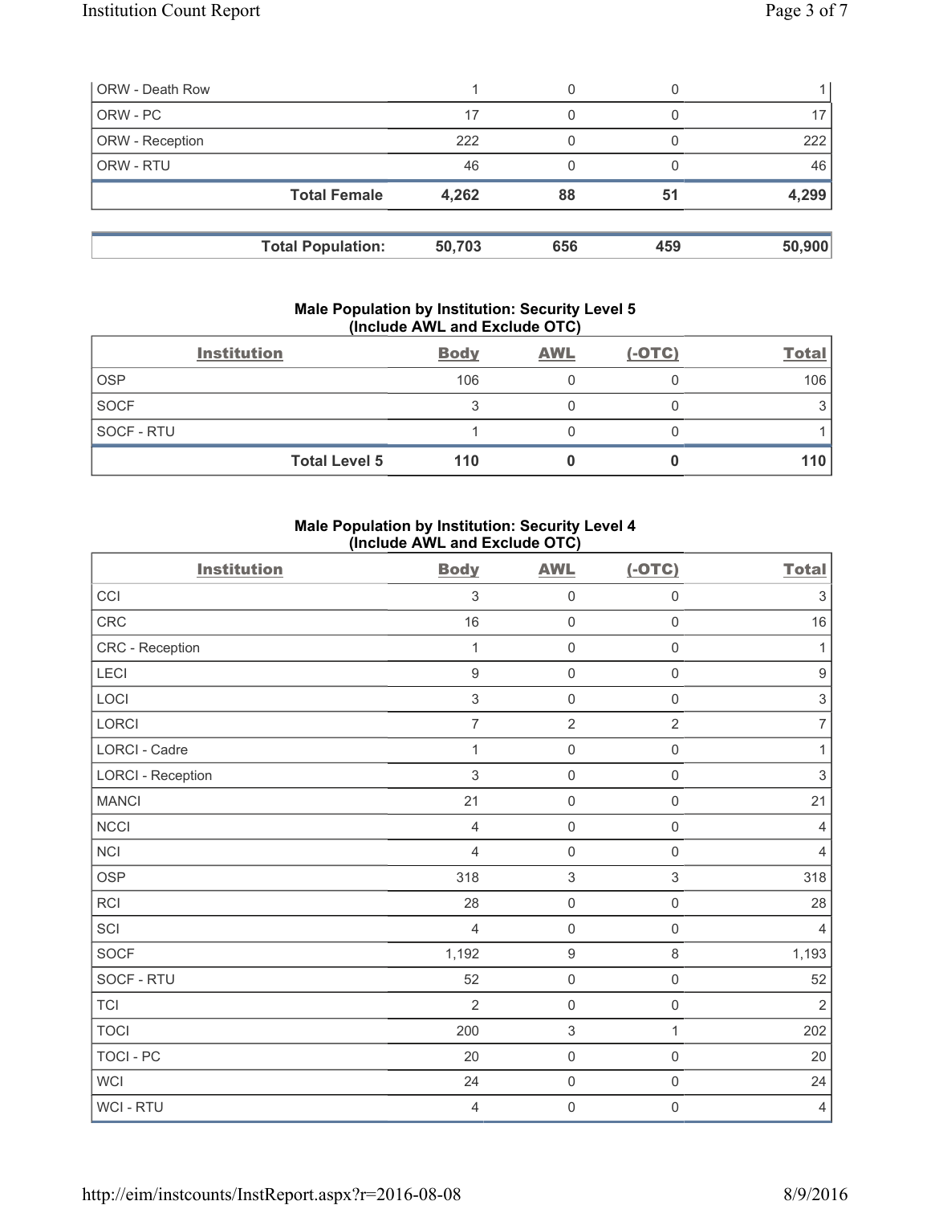| | | | | |
|---|---|---|---|---|
| ORW - Death Row | 1 | 0 | 0 | 1 |
| ORW - PC | 17 | 0 | 0 | 17 |
| ORW - Reception | 222 | 0 | 0 | 222 |
| ORW - RTU | 46 | 0 | 0 | 46 |
| **Total Female** | **4,262** | **88** | **51** | **4,299** |

| | | | | |
|---|---|---|---|---|
| **Total Population:** | **50,703** | **656** | **459** | **50,900** |

### Male Population by Institution: Security Level 5 (Include AWL and Exclude OTC)

| Institution | Body | AWL | (-OTC) | Total |
|---|---|---|---|---|
| OSP | 106 | 0 | 0 | 106 |
| SOCF | 3 | 0 | 0 | 3 |
| SOCF - RTU | 1 | 0 | 0 | 1 |
| **Total Level 5** | **110** | **0** | **0** | **110** |

### Male Population by Institution: Security Level 4 (Include AWL and Exclude OTC)

| Institution | Body | AWL | (-OTC) | Total |
|---|---|---|---|---|
| CCI | 3 | 0 | 0 | 3 |
| CRC | 16 | 0 | 0 | 16 |
| CRC - Reception | 1 | 0 | 0 | 1 |
| LECI | 9 | 0 | 0 | 9 |
| LOCI | 3 | 0 | 0 | 3 |
| LORCI | 7 | 2 | 2 | 7 |
| LORCI - Cadre | 1 | 0 | 0 | 1 |
| LORCI - Reception | 3 | 0 | 0 | 3 |
| MANCI | 21 | 0 | 0 | 21 |
| NCCI | 4 | 0 | 0 | 4 |
| NCI | 4 | 0 | 0 | 4 |
| OSP | 318 | 3 | 3 | 318 |
| RCI | 28 | 0 | 0 | 28 |
| SCI | 4 | 0 | 0 | 4 |
| SOCF | 1,192 | 9 | 8 | 1,193 |
| SOCF - RTU | 52 | 0 | 0 | 52 |
| TCI | 2 | 0 | 0 | 2 |
| TOCI | 200 | 3 | 1 | 202 |
| TOCI - PC | 20 | 0 | 0 | 20 |
| WCI | 24 | 0 | 0 | 24 |
| WCI - RTU | 4 | 0 | 0 | 4 |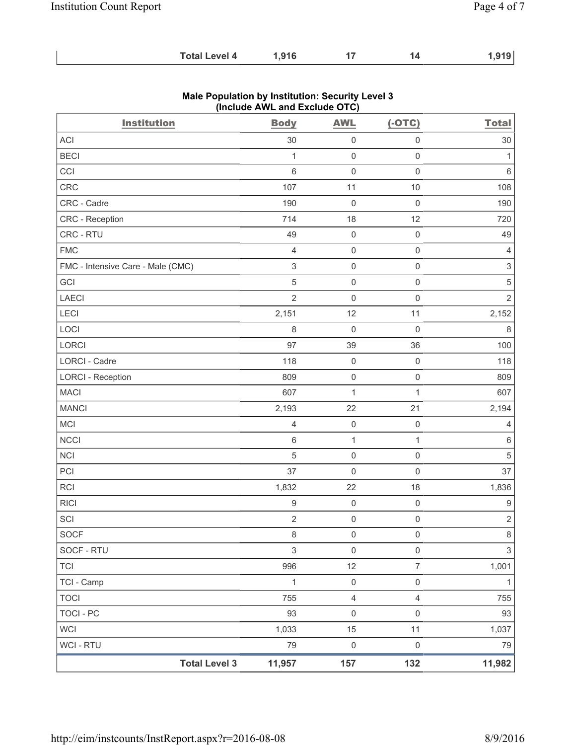| | Total Level 4 | 1,916 | 17 | 14 | 1,919 |
|---|---|---|---|---|---|

## Male Population by Institution: Security Level 3 (Include AWL and Exclude OTC)

| Institution | Body | AWL | (-OTC) | Total |
|---|---|---|---|---|
| ACI | 30 | 0 | 0 | 30 |
| BECI | 1 | 0 | 0 | 1 |
| CCI | 6 | 0 | 0 | 6 |
| CRC | 107 | 11 | 10 | 108 |
| CRC - Cadre | 190 | 0 | 0 | 190 |
| CRC - Reception | 714 | 18 | 12 | 720 |
| CRC - RTU | 49 | 0 | 0 | 49 |
| FMC | 4 | 0 | 0 | 4 |
| FMC - Intensive Care - Male (CMC) | 3 | 0 | 0 | 3 |
| GCI | 5 | 0 | 0 | 5 |
| LAECI | 2 | 0 | 0 | 2 |
| LECI | 2,151 | 12 | 11 | 2,152 |
| LOCI | 8 | 0 | 0 | 8 |
| LORCI | 97 | 39 | 36 | 100 |
| LORCI - Cadre | 118 | 0 | 0 | 118 |
| LORCI - Reception | 809 | 0 | 0 | 809 |
| MACI | 607 | 1 | 1 | 607 |
| MANCI | 2,193 | 22 | 21 | 2,194 |
| MCI | 4 | 0 | 0 | 4 |
| NCCI | 6 | 1 | 1 | 6 |
| NCI | 5 | 0 | 0 | 5 |
| PCI | 37 | 0 | 0 | 37 |
| RCI | 1,832 | 22 | 18 | 1,836 |
| RICI | 9 | 0 | 0 | 9 |
| SCI | 2 | 0 | 0 | 2 |
| SOCF | 8 | 0 | 0 | 8 |
| SOCF - RTU | 3 | 0 | 0 | 3 |
| TCI | 996 | 12 | 7 | 1,001 |
| TCI - Camp | 1 | 0 | 0 | 1 |
| TOCI | 755 | 4 | 4 | 755 |
| TOCI - PC | 93 | 0 | 0 | 93 |
| WCI | 1,033 | 15 | 11 | 1,037 |
| WCI - RTU | 79 | 0 | 0 | 79 |
| Total Level 3 | 11,957 | 157 | 132 | 11,982 |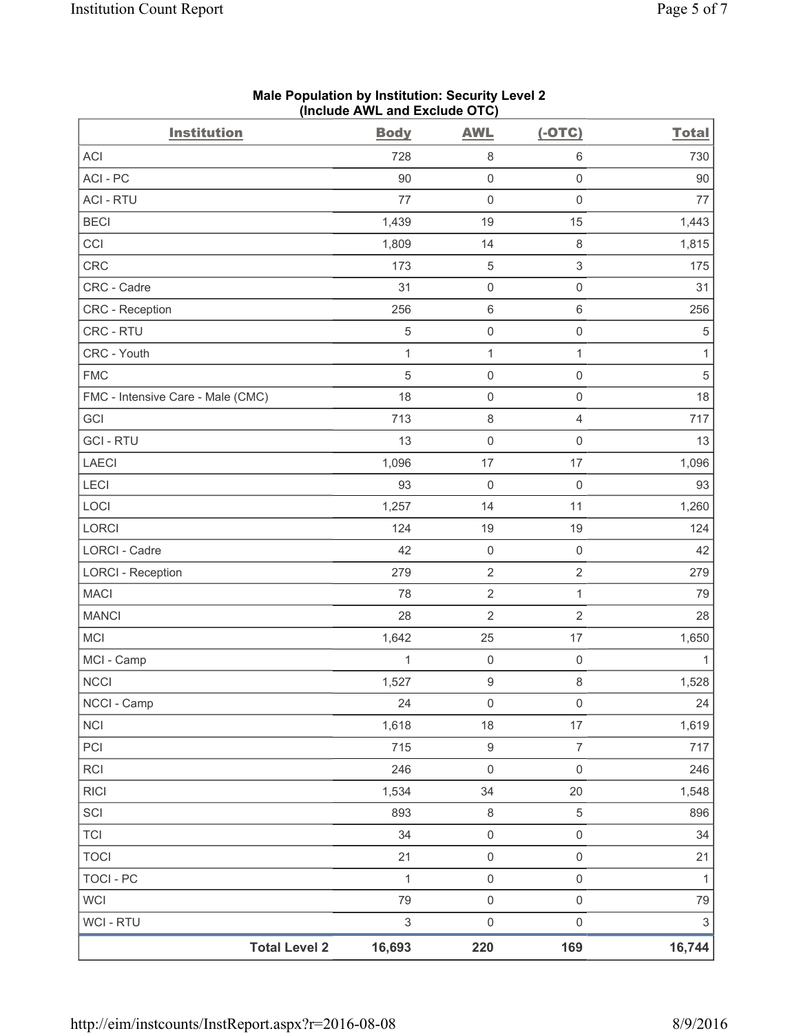**Male Population by Institution: Security Level 2 (Include AWL and Exclude OTC)**

| Institution | Body | AWL | (-OTC) | Total |
|---|---|---|---|---|
| ACI | 728 | 8 | 6 | 730 |
| ACI - PC | 90 | 0 | 0 | 90 |
| ACI - RTU | 77 | 0 | 0 | 77 |
| BECI | 1,439 | 19 | 15 | 1,443 |
| CCI | 1,809 | 14 | 8 | 1,815 |
| CRC | 173 | 5 | 3 | 175 |
| CRC - Cadre | 31 | 0 | 0 | 31 |
| CRC - Reception | 256 | 6 | 6 | 256 |
| CRC - RTU | 5 | 0 | 0 | 5 |
| CRC - Youth | 1 | 1 | 1 | 1 |
| FMC | 5 | 0 | 0 | 5 |
| FMC - Intensive Care - Male (CMC) | 18 | 0 | 0 | 18 |
| GCI | 713 | 8 | 4 | 717 |
| GCI - RTU | 13 | 0 | 0 | 13 |
| LAECI | 1,096 | 17 | 17 | 1,096 |
| LECI | 93 | 0 | 0 | 93 |
| LOCI | 1,257 | 14 | 11 | 1,260 |
| LORCI | 124 | 19 | 19 | 124 |
| LORCI - Cadre | 42 | 0 | 0 | 42 |
| LORCI - Reception | 279 | 2 | 2 | 279 |
| MACI | 78 | 2 | 1 | 79 |
| MANCI | 28 | 2 | 2 | 28 |
| MCI | 1,642 | 25 | 17 | 1,650 |
| MCI - Camp | 1 | 0 | 0 | 1 |
| NCCI | 1,527 | 9 | 8 | 1,528 |
| NCCI - Camp | 24 | 0 | 0 | 24 |
| NCI | 1,618 | 18 | 17 | 1,619 |
| PCI | 715 | 9 | 7 | 717 |
| RCI | 246 | 0 | 0 | 246 |
| RICI | 1,534 | 34 | 20 | 1,548 |
| SCI | 893 | 8 | 5 | 896 |
| TCI | 34 | 0 | 0 | 34 |
| TOCI | 21 | 0 | 0 | 21 |
| TOCI - PC | 1 | 0 | 0 | 1 |
| WCI | 79 | 0 | 0 | 79 |
| WCI - RTU | 3 | 0 | 0 | 3 |
| **Total Level 2** | **16,693** | **220** | **169** | **16,744** |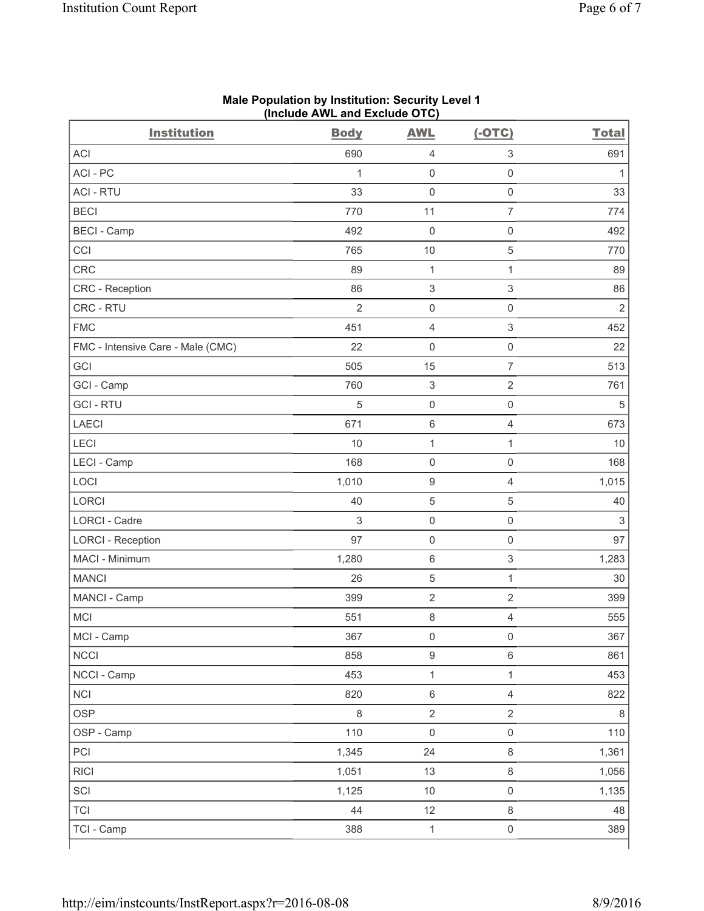**Male Population by Institution: Security Level 1 (Include AWL and Exclude OTC)**

| Institution | Body | AWL | (-OTC) | Total |
|---|---|---|---|---|
| ACI | 690 | 4 | 3 | 691 |
| ACI - PC | 1 | 0 | 0 | 1 |
| ACI - RTU | 33 | 0 | 0 | 33 |
| BECI | 770 | 11 | 7 | 774 |
| BECI - Camp | 492 | 0 | 0 | 492 |
| CCI | 765 | 10 | 5 | 770 |
| CRC | 89 | 1 | 1 | 89 |
| CRC - Reception | 86 | 3 | 3 | 86 |
| CRC - RTU | 2 | 0 | 0 | 2 |
| FMC | 451 | 4 | 3 | 452 |
| FMC - Intensive Care - Male (CMC) | 22 | 0 | 0 | 22 |
| GCI | 505 | 15 | 7 | 513 |
| GCI - Camp | 760 | 3 | 2 | 761 |
| GCI - RTU | 5 | 0 | 0 | 5 |
| LAECI | 671 | 6 | 4 | 673 |
| LECI | 10 | 1 | 1 | 10 |
| LECI - Camp | 168 | 0 | 0 | 168 |
| LOCI | 1,010 | 9 | 4 | 1,015 |
| LORCI | 40 | 5 | 5 | 40 |
| LORCI - Cadre | 3 | 0 | 0 | 3 |
| LORCI - Reception | 97 | 0 | 0 | 97 |
| MACI - Minimum | 1,280 | 6 | 3 | 1,283 |
| MANCI | 26 | 5 | 1 | 30 |
| MANCI - Camp | 399 | 2 | 2 | 399 |
| MCI | 551 | 8 | 4 | 555 |
| MCI - Camp | 367 | 0 | 0 | 367 |
| NCCI | 858 | 9 | 6 | 861 |
| NCCI - Camp | 453 | 1 | 1 | 453 |
| NCI | 820 | 6 | 4 | 822 |
| OSP | 8 | 2 | 2 | 8 |
| OSP - Camp | 110 | 0 | 0 | 110 |
| PCI | 1,345 | 24 | 8 | 1,361 |
| RICI | 1,051 | 13 | 8 | 1,056 |
| SCI | 1,125 | 10 | 0 | 1,135 |
| TCI | 44 | 12 | 8 | 48 |
| TCI - Camp | 388 | 1 | 0 | 389 |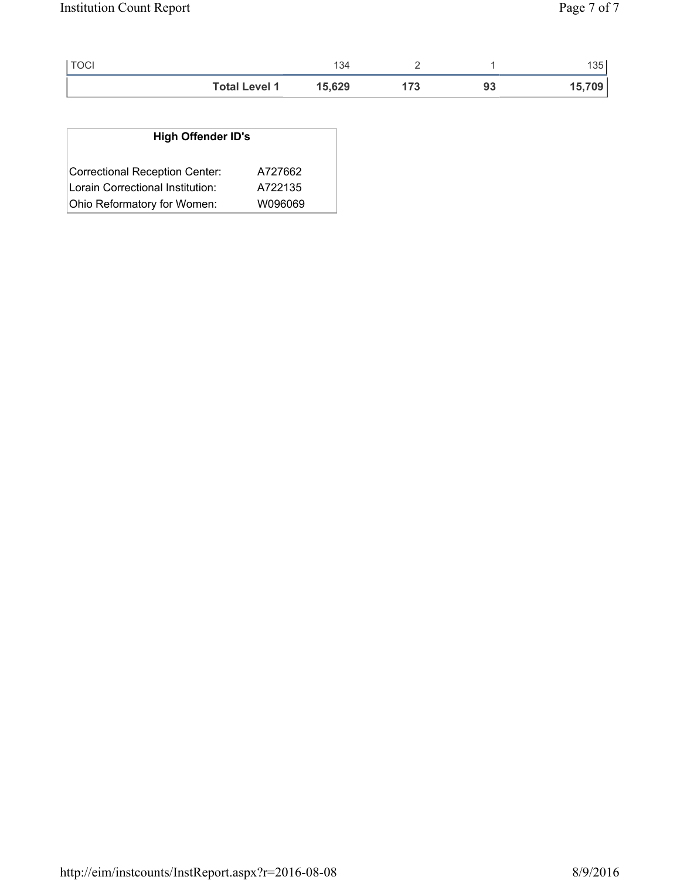| | | | | |
|---|---|---|---|---|
| TOCI | 134 | 2 | 1 | 135 |
| **Total Level 1** | **15,629** | **173** | **93** | **15,709** |

| **High Offender ID's** | |
|---|---|
| Correctional Reception Center: | A727662 |
| Lorain Correctional Institution: | A722135 |
| Ohio Reformatory for Women: | W096069 |